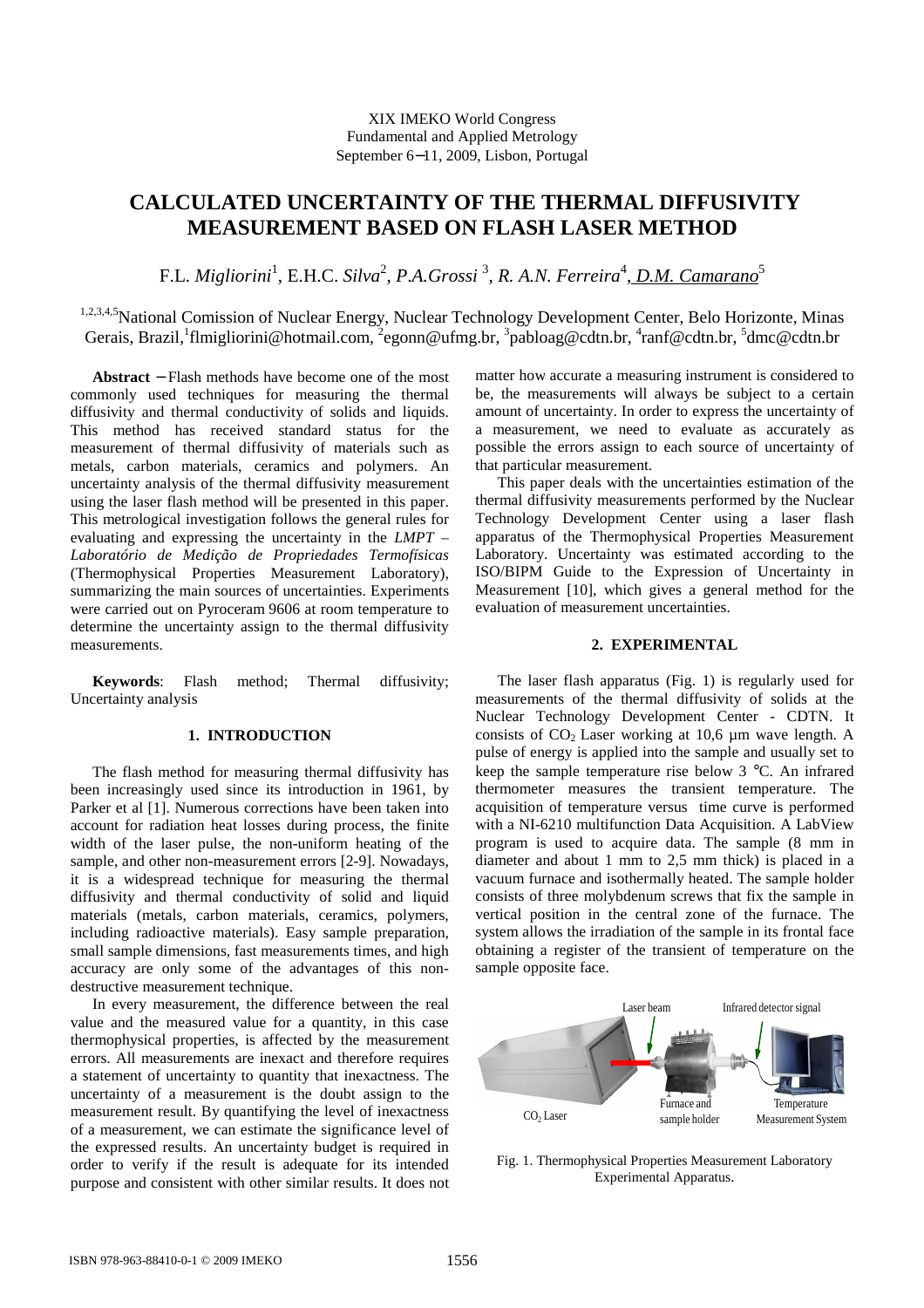XIX IMEKO World Congress
Fundamental and Applied Metrology
September 6−11, 2009, Lisbon, Portugal

# CALCULATED UNCERTAINTY OF THE THERMAL DIFFUSIVITY MEASUREMENT BASED ON FLASH LASER METHOD

F.L. *Migliorini*[1], E.H.C. *Silva*[2], *P.A.Grossi* [3], *R. A.N. Ferreira*[4], D.M. *Camarano*[5]

[1,2,3,4,5]National Comission of Nuclear Energy, Nuclear Technology Development Center, Belo Horizonte, Minas Gerais, Brazil, [1]flmigliorini@hotmail.com, [2]egonn@ufmg.br, [3]pabloag@cdtn.br, [4]ranf@cdtn.br, [5]dmc@cdtn.br

**Abstract** − Flash methods have become one of the most commonly used techniques for measuring the thermal diffusivity and thermal conductivity of solids and liquids. This method has received standard status for the measurement of thermal diffusivity of materials such as metals, carbon materials, ceramics and polymers. An uncertainty analysis of the thermal diffusivity measurement using the laser flash method will be presented in this paper. This metrological investigation follows the general rules for evaluating and expressing the uncertainty in the *LMPT – Laboratório de Medição de Propriedades Termofísicas* (Thermophysical Properties Measurement Laboratory), summarizing the main sources of uncertainties. Experiments were carried out on Pyroceram 9606 at room temperature to determine the uncertainty assign to the thermal diffusivity measurements.

**Keywords**: Flash method; Thermal diffusivity; Uncertainty analysis

## 1. INTRODUCTION

The flash method for measuring thermal diffusivity has been increasingly used since its introduction in 1961, by Parker et al [1]. Numerous corrections have been taken into account for radiation heat losses during process, the finite width of the laser pulse, the non-uniform heating of the sample, and other non-measurement errors [2-9]. Nowadays, it is a widespread technique for measuring the thermal diffusivity and thermal conductivity of solid and liquid materials (metals, carbon materials, ceramics, polymers, including radioactive materials). Easy sample preparation, small sample dimensions, fast measurements times, and high accuracy are only some of the advantages of this non-destructive measurement technique.

In every measurement, the difference between the real value and the measured value for a quantity, in this case thermophysical properties, is affected by the measurement errors. All measurements are inexact and therefore requires a statement of uncertainty to quantity that inexactness. The uncertainty of a measurement is the doubt assign to the measurement result. By quantifying the level of inexactness of a measurement, we can estimate the significance level of the expressed results. An uncertainty budget is required in order to verify if the result is adequate for its intended purpose and consistent with other similar results. It does not matter how accurate a measuring instrument is considered to be, the measurements will always be subject to a certain amount of uncertainty. In order to express the uncertainty of a measurement, we need to evaluate as accurately as possible the errors assign to each source of uncertainty of that particular measurement.

This paper deals with the uncertainties estimation of the thermal diffusivity measurements performed by the Nuclear Technology Development Center using a laser flash apparatus of the Thermophysical Properties Measurement Laboratory. Uncertainty was estimated according to the ISO/BIPM Guide to the Expression of Uncertainty in Measurement [10], which gives a general method for the evaluation of measurement uncertainties.

## 2. EXPERIMENTAL

The laser flash apparatus (Fig. 1) is regularly used for measurements of the thermal diffusivity of solids at the Nuclear Technology Development Center - CDTN. It consists of $CO_2$ Laser working at 10,6 µm wave length. A pulse of energy is applied into the sample and usually set to keep the sample temperature rise below 3 °C. An infrared thermometer measures the transient temperature. The acquisition of temperature versus time curve is performed with a NI-6210 multifunction Data Acquisition. A LabView program is used to acquire data. The sample (8 mm in diameter and about 1 mm to 2,5 mm thick) is placed in a vacuum furnace and isothermally heated. The sample holder consists of three molybdenum screws that fix the sample in vertical position in the central zone of the furnace. The system allows the irradiation of the sample in its frontal face obtaining a register of the transient of temperature on the sample opposite face.

Fig. 1. Thermophysical Properties Measurement Laboratory Experimental Apparatus.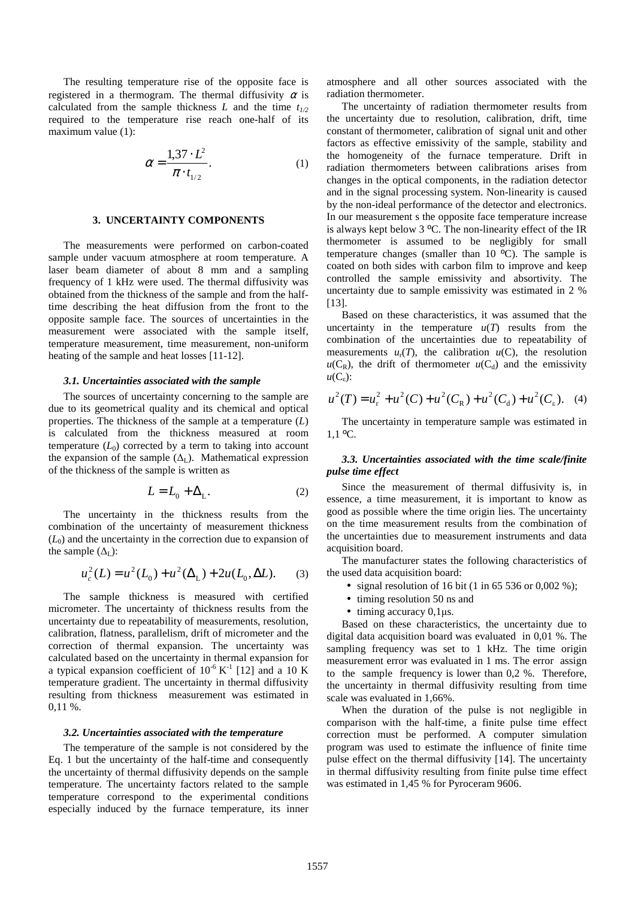The resulting temperature rise of the opposite face is registered in a thermogram. The thermal diffusivity $\alpha$ is calculated from the sample thickness $L$ and the time $t_{1/2}$ required to the temperature rise reach one-half of its maximum value (1):

$$\alpha = \frac{1{,}37 \cdot L^2}{\pi \cdot t_{1/2}}. \quad (1)$$

## 3. UNCERTAINTY COMPONENTS

The measurements were performed on carbon-coated sample under vacuum atmosphere at room temperature. A laser beam diameter of about 8 mm and a sampling frequency of 1 kHz were used. The thermal diffusivity was obtained from the thickness of the sample and from the half-time describing the heat diffusion from the front to the opposite sample face. The sources of uncertainties in the measurement were associated with the sample itself, temperature measurement, time measurement, non-uniform heating of the sample and heat losses [11-12].

### 3.1. Uncertainties associated with the sample

The sources of uncertainty concerning to the sample are due to its geometrical quality and its chemical and optical properties. The thickness of the sample at a temperature ($L$) is calculated from the thickness measured at room temperature ($L_0$) corrected by a term to taking into account the expansion of the sample ($\Delta_L$). Mathematical expression of the thickness of the sample is written as

$$L = L_0 + \Delta_L. \quad (2)$$

The uncertainty in the thickness results from the combination of the uncertainty of measurement thickness ($L_0$) and the uncertainty in the correction due to expansion of the sample ($\Delta_L$):

$$u_c^2(L) = u^2(L_0) + u^2(\Delta_L) + 2u(L_0, \Delta L). \quad (3)$$

The sample thickness is measured with certified micrometer. The uncertainty of thickness results from the uncertainty due to repeatability of measurements, resolution, calibration, flatness, parallelism, drift of micrometer and the correction of thermal expansion. The uncertainty was calculated based on the uncertainty in thermal expansion for a typical expansion coefficient of $10^{-6}$ K$^{-1}$ [12] and a 10 K temperature gradient. The uncertainty in thermal diffusivity resulting from thickness measurement was estimated in 0,11 %.

### 3.2. Uncertainties associated with the temperature

The temperature of the sample is not considered by the Eq. 1 but the uncertainty of the half-time and consequently the uncertainty of thermal diffusivity depends on the sample temperature. The uncertainty factors related to the sample temperature correspond to the experimental conditions especially induced by the furnace temperature, its inner atmosphere and all other sources associated with the radiation thermometer.

The uncertainty of radiation thermometer results from the uncertainty due to resolution, calibration, drift, time constant of thermometer, calibration of signal unit and other factors as effective emissivity of the sample, stability and the homogeneity of the furnace temperature. Drift in radiation thermometers between calibrations arises from changes in the optical components, in the radiation detector and in the signal processing system. Non-linearity is caused by the non-ideal performance of the detector and electronics. In our measurement s the opposite face temperature increase is always kept below 3 ºC. The non-linearity effect of the IR thermometer is assumed to be negligibly for small temperature changes (smaller than 10 ºC). The sample is coated on both sides with carbon film to improve and keep controlled the sample emissivity and absortivity. The uncertainty due to sample emissivity was estimated in 2 % [13].

Based on these characteristics, it was assumed that the uncertainty in the temperature $u(T)$ results from the combination of the uncertainties due to repeatability of measurements $u_r(T)$, the calibration $u(C)$, the resolution $u(C_R)$, the drift of thermometer $u(C_d)$ and the emissivity $u(C_\varepsilon)$:

$$u^2(T) = u_r^2 + u^2(C) + u^2(C_R) + u^2(C_d) + u^2(C_\varepsilon). \quad (4)$$

The uncertainty in temperature sample was estimated in 1,1 ºC.

### 3.3. Uncertainties associated with the time scale/finite pulse time effect

Since the measurement of thermal diffusivity is, in essence, a time measurement, it is important to know as good as possible where the time origin lies. The uncertainty on the time measurement results from the combination of the uncertainties due to measurement instruments and data acquisition board.

The manufacturer states the following characteristics of the used data acquisition board:

- signal resolution of 16 bit (1 in 65 536 or 0,002 %);
- timing resolution 50 ns and
- timing accuracy 0,1μs.

Based on these characteristics, the uncertainty due to digital data acquisition board was evaluated in 0,01 %. The sampling frequency was set to 1 kHz. The time origin measurement error was evaluated in 1 ms. The error assign to the sample frequency is lower than 0,2 %. Therefore, the uncertainty in thermal diffusivity resulting from time scale was evaluated in 1,66%.

When the duration of the pulse is not negligible in comparison with the half-time, a finite pulse time effect correction must be performed. A computer simulation program was used to estimate the influence of finite time pulse effect on the thermal diffusivity [14]. The uncertainty in thermal diffusivity resulting from finite pulse time effect was estimated in 1,45 % for Pyroceram 9606.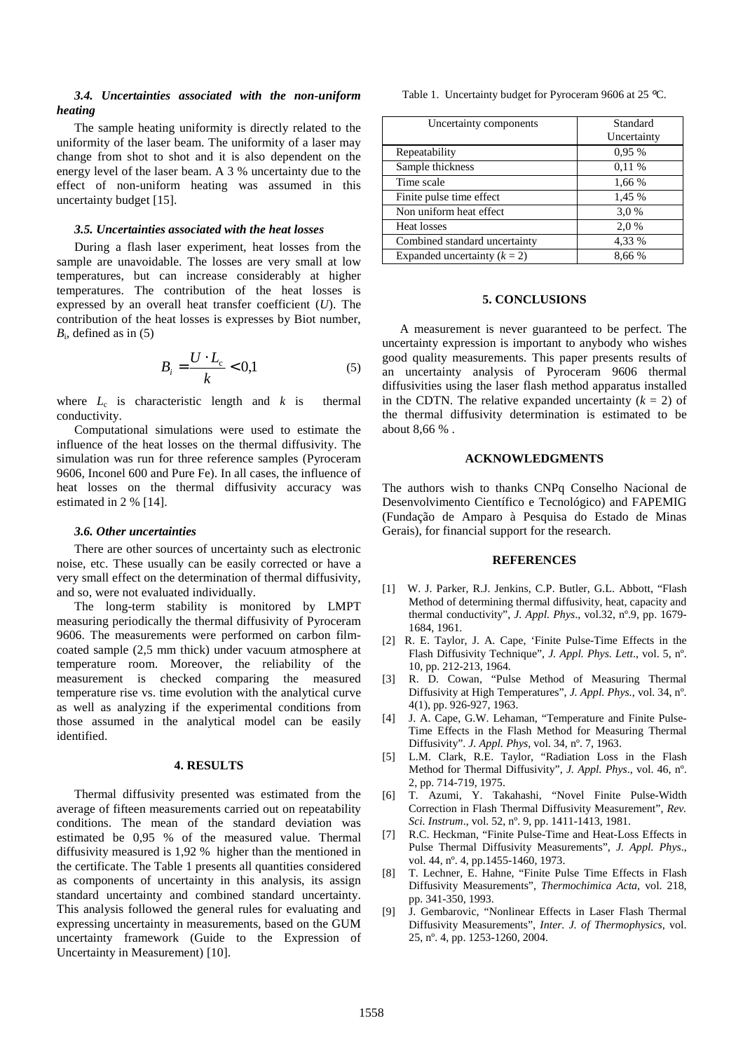### *3.4. Uncertainties associated with the non-uniform heating*

The sample heating uniformity is directly related to the uniformity of the laser beam. The uniformity of a laser may change from shot to shot and it is also dependent on the energy level of the laser beam. A 3 % uncertainty due to the effect of non-uniform heating was assumed in this uncertainty budget [15].

### *3.5. Uncertainties associated with the heat losses*

During a flash laser experiment, heat losses from the sample are unavoidable. The losses are very small at low temperatures, but can increase considerably at higher temperatures. The contribution of the heat losses is expressed by an overall heat transfer coefficient ($U$). The contribution of the heat losses is expresses by Biot number, $B_i$, defined as in (5)

$$B_i = \frac{U \cdot L_c}{k} < 0{,}1 \qquad (5)$$

where $L_c$ is characteristic length and $k$ is thermal conductivity.

Computational simulations were used to estimate the influence of the heat losses on the thermal diffusivity. The simulation was run for three reference samples (Pyroceram 9606, Inconel 600 and Pure Fe). In all cases, the influence of heat losses on the thermal diffusivity accuracy was estimated in 2 % [14].

### *3.6. Other uncertainties*

There are other sources of uncertainty such as electronic noise, etc. These usually can be easily corrected or have a very small effect on the determination of thermal diffusivity, and so, were not evaluated individually.

The long-term stability is monitored by LMPT measuring periodically the thermal diffusivity of Pyroceram 9606. The measurements were performed on carbon film-coated sample (2,5 mm thick) under vacuum atmosphere at temperature room. Moreover, the reliability of the measurement is checked comparing the measured temperature rise vs. time evolution with the analytical curve as well as analyzing if the experimental conditions from those assumed in the analytical model can be easily identified.

## 4. RESULTS

Thermal diffusivity presented was estimated from the average of fifteen measurements carried out on repeatability conditions. The mean of the standard deviation was estimated be 0,95 % of the measured value. Thermal diffusivity measured is 1,92 % higher than the mentioned in the certificate. The Table 1 presents all quantities considered as components of uncertainty in this analysis, its assign standard uncertainty and combined standard uncertainty. This analysis followed the general rules for evaluating and expressing uncertainty in measurements, based on the GUM uncertainty framework (Guide to the Expression of Uncertainty in Measurement) [10].

Table 1. Uncertainty budget for Pyroceram 9606 at 25 °C.

| Uncertainty components | Standard Uncertainty |
|---|---|
| Repeatability | 0,95 % |
| Sample thickness | 0,11 % |
| Time scale | 1,66 % |
| Finite pulse time effect | 1,45 % |
| Non uniform heat effect | 3,0 % |
| Heat losses | 2,0 % |
| Combined standard uncertainty | 4,33 % |
| Expanded uncertainty ($k = 2$) | 8,66 % |

## 5. CONCLUSIONS

A measurement is never guaranteed to be perfect. The uncertainty expression is important to anybody who wishes good quality measurements. This paper presents results of an uncertainty analysis of Pyroceram 9606 thermal diffusivities using the laser flash method apparatus installed in the CDTN. The relative expanded uncertainty ($k = 2$) of the thermal diffusivity determination is estimated to be about 8,66 % .

## ACKNOWLEDGMENTS

The authors wish to thanks CNPq Conselho Nacional de Desenvolvimento Científico e Tecnológico) and FAPEMIG (Fundação de Amparo à Pesquisa do Estado de Minas Gerais), for financial support for the research.

## REFERENCES

[1] W. J. Parker, R.J. Jenkins, C.P. Butler, G.L. Abbott, "Flash Method of determining thermal diffusivity, heat, capacity and thermal conductivity", *J. Appl. Phys*., vol.32, nº.9, pp. 1679-1684, 1961.

[2] R. E. Taylor, J. A. Cape, 'Finite Pulse-Time Effects in the Flash Diffusivity Technique", *J. Appl. Phys. Lett*., vol. 5, nº. 10, pp. 212-213, 1964.

[3] R. D. Cowan, "Pulse Method of Measuring Thermal Diffusivity at High Temperatures", *J. Appl. Phys.*, vol. 34, nº. 4(1), pp. 926-927, 1963.

[4] J. A. Cape, G.W. Lehaman, "Temperature and Finite Pulse-Time Effects in the Flash Method for Measuring Thermal Diffusivity". *J. Appl. Phys*, vol. 34, nº. 7, 1963.

[5] L.M. Clark, R.E. Taylor, "Radiation Loss in the Flash Method for Thermal Diffusivity", *J. Appl. Phys*., vol. 46, nº. 2, pp. 714-719, 1975.

[6] T. Azumi, Y. Takahashi, "Novel Finite Pulse-Width Correction in Flash Thermal Diffusivity Measurement", *Rev. Sci. Instrum*., vol. 52, nº. 9, pp. 1411-1413, 1981.

[7] R.C. Heckman, "Finite Pulse-Time and Heat-Loss Effects in Pulse Thermal Diffusivity Measurements", *J. Appl. Phys*., vol. 44, nº. 4, pp.1455-1460, 1973.

[8] T. Lechner, E. Hahne, "Finite Pulse Time Effects in Flash Diffusivity Measurements", *Thermochimica Acta*, vol. 218, pp. 341-350, 1993.

[9] J. Gembarovic, "Nonlinear Effects in Laser Flash Thermal Diffusivity Measurements", *Inter. J. of Thermophysics*, vol. 25, nº. 4, pp. 1253-1260, 2004.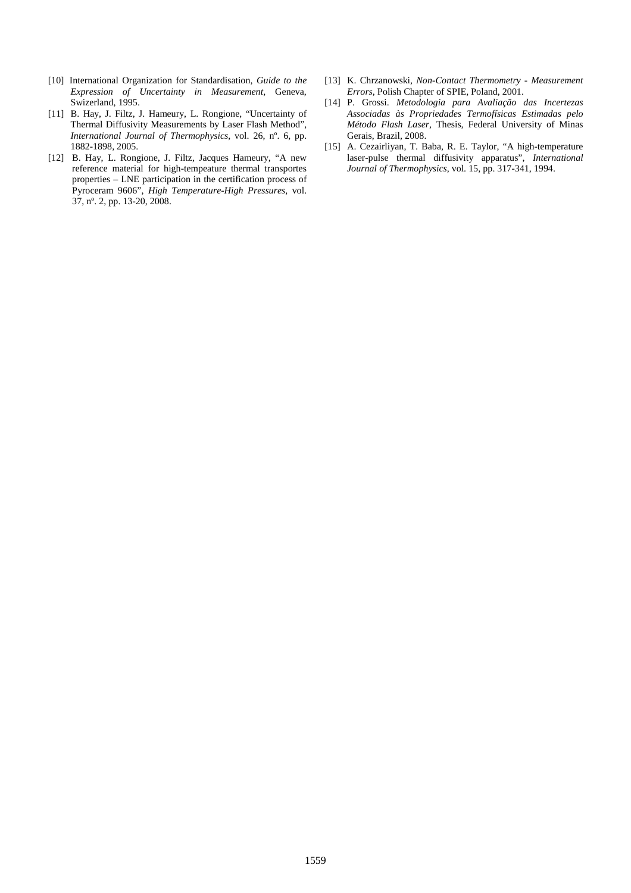[10] International Organization for Standardisation, *Guide to the Expression of Uncertainty in Measurement*, Geneva, Swizerland, 1995.

[11] B. Hay, J. Filtz, J. Hameury, L. Rongione, "Uncertainty of Thermal Diffusivity Measurements by Laser Flash Method", *International Journal of Thermophysics*, vol. 26, nº. 6, pp. 1882-1898, 2005.

[12] B. Hay, L. Rongione, J. Filtz, Jacques Hameury, "A new reference material for high-tempeature thermal transportes properties – LNE participation in the certification process of Pyroceram 9606", *High Temperature-High Pressures*, vol. 37, nº. 2, pp. 13-20, 2008.

[13] K. Chrzanowski, *Non-Contact Thermometry - Measurement Errors*, Polish Chapter of SPIE, Poland, 2001.

[14] P. Grossi. *Metodologia para Avaliação das Incertezas Associadas às Propriedades Termofísicas Estimadas pelo Método Flash Laser*, Thesis, Federal University of Minas Gerais, Brazil, 2008.

[15] A. Cezairliyan, T. Baba, R. E. Taylor, "A high-temperature laser-pulse thermal diffusivity apparatus", *International Journal of Thermophysics*, vol. 15, pp. 317-341, 1994.